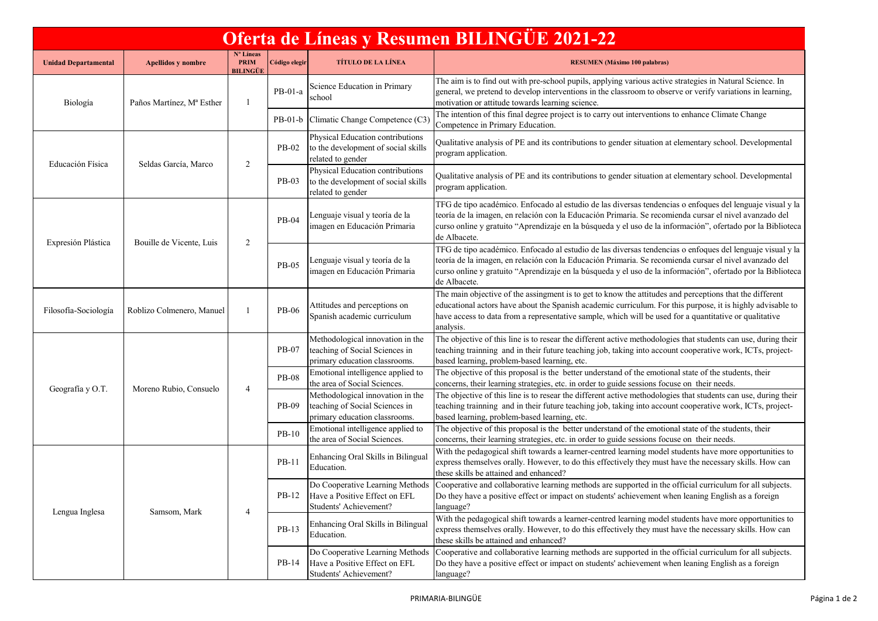# Oferta de Líneas y Resumen BILINGÜE 2021-22

| Unidad Departamental | Apellidos y nombre | Nº Líneas PRIM BILINGÜE | Código elegir | TÍTULO DE LA LÍNEA | RESUMEN (Máximo 100 palabras) |
|---|---|---|---|---|---|
| Biología | Paños Martínez, Mª Esther | 1 | PB-01-a | Science Education in Primary school | The aim is to find out with pre-school pupils, applying various active strategies in Natural Science. In general, we pretend to develop interventions in the classroom to observe or verify variations in learning, motivation or attitude towards learning science. |
| | | | PB-01-b | Climatic Change Competence (C3) | The intention of this final degree project is to carry out interventions to enhance Climate Change Competence in Primary Education. |
| Educación Física | Seldas García, Marco | 2 | PB-02 | Physical Education contributions to the development of social skills related to gender | Qualitative analysis of PE and its contributions to gender situation at elementary school. Developmental program application. |
| | | | PB-03 | Physical Education contributions to the development of social skills related to gender | Qualitative analysis of PE and its contributions to gender situation at elementary school. Developmental program application. |
| Expresión Plástica | Bouille de Vicente, Luis | 2 | PB-04 | Lenguaje visual y teoría de la imagen en Educación Primaria | TFG de tipo académico. Enfocado al estudio de las diversas tendencias o enfoques del lenguaje visual y la teoría de la imagen, en relación con la Educación Primaria. Se recomienda cursar el nivel avanzado del curso online y gratuito "Aprendizaje en la búsqueda y el uso de la información", ofertado por la Biblioteca de Albacete. |
| | | | PB-05 | Lenguaje visual y teoría de la imagen en Educación Primaria | TFG de tipo académico. Enfocado al estudio de las diversas tendencias o enfoques del lenguaje visual y la teoría de la imagen, en relación con la Educación Primaria. Se recomienda cursar el nivel avanzado del curso online y gratuito "Aprendizaje en la búsqueda y el uso de la información", ofertado por la Biblioteca de Albacete. |
| Filosofía-Sociología | Roblizo Colmenero, Manuel | 1 | PB-06 | Attitudes and perceptions on Spanish academic curriculum | The main objective of the assingment is to get to know the attitudes and perceptions that the different educational actors have about the Spanish academic curriculum. For this purpose, it is highly advisable to have access to data from a representative sample, which will be used for a quantitative or qualitative analysis. |
| Geografía y O.T. | Moreno Rubio, Consuelo | 4 | PB-07 | Methodological innovation in the teaching of Social Sciences in primary education classrooms. | The objective of this line is to resear the different active methodologies that students can use, during their teaching trainning and in their future teaching job, taking into account cooperative work, ICTs, project-based learning, problem-based learning, etc. |
| | | | PB-08 | Emotional intelligence applied to the area of Social Sciences. | The objective of this proposal is the better understand of the emotional state of the students, their concerns, their learning strategies, etc. in order to guide sessions focuse on their needs. |
| | | | PB-09 | Methodological innovation in the teaching of Social Sciences in primary education classrooms. | The objective of this line is to resear the different active methodologies that students can use, during their teaching trainning and in their future teaching job, taking into account cooperative work, ICTs, project-based learning, problem-based learning, etc. |
| | | | PB-10 | Emotional intelligence applied to the area of Social Sciences. | The objective of this proposal is the better understand of the emotional state of the students, their concerns, their learning strategies, etc. in order to guide sessions focuse on their needs. |
| Lengua Inglesa | Samsom, Mark | 4 | PB-11 | Enhancing Oral Skills in Bilingual Education. | With the pedagogical shift towards a learner-centred learning model students have more opportunities to express themselves orally. However, to do this effectively they must have the necessary skills. How can these skills be attained and enhanced? |
| | | | PB-12 | Do Cooperative Learning Methods Have a Positive Effect on EFL Students' Achievement? | Cooperative and collaborative learning methods are supported in the official curriculum for all subjects. Do they have a positive effect or impact on students' achievement when leaning English as a foreign language? |
| | | | PB-13 | Enhancing Oral Skills in Bilingual Education. | With the pedagogical shift towards a learner-centred learning model students have more opportunities to express themselves orally. However, to do this effectively they must have the necessary skills. How can these skills be attained and enhanced? |
| | | | PB-14 | Do Cooperative Learning Methods Have a Positive Effect on EFL Students' Achievement? | Cooperative and collaborative learning methods are supported in the official curriculum for all subjects. Do they have a positive effect or impact on students' achievement when leaning English as a foreign language? |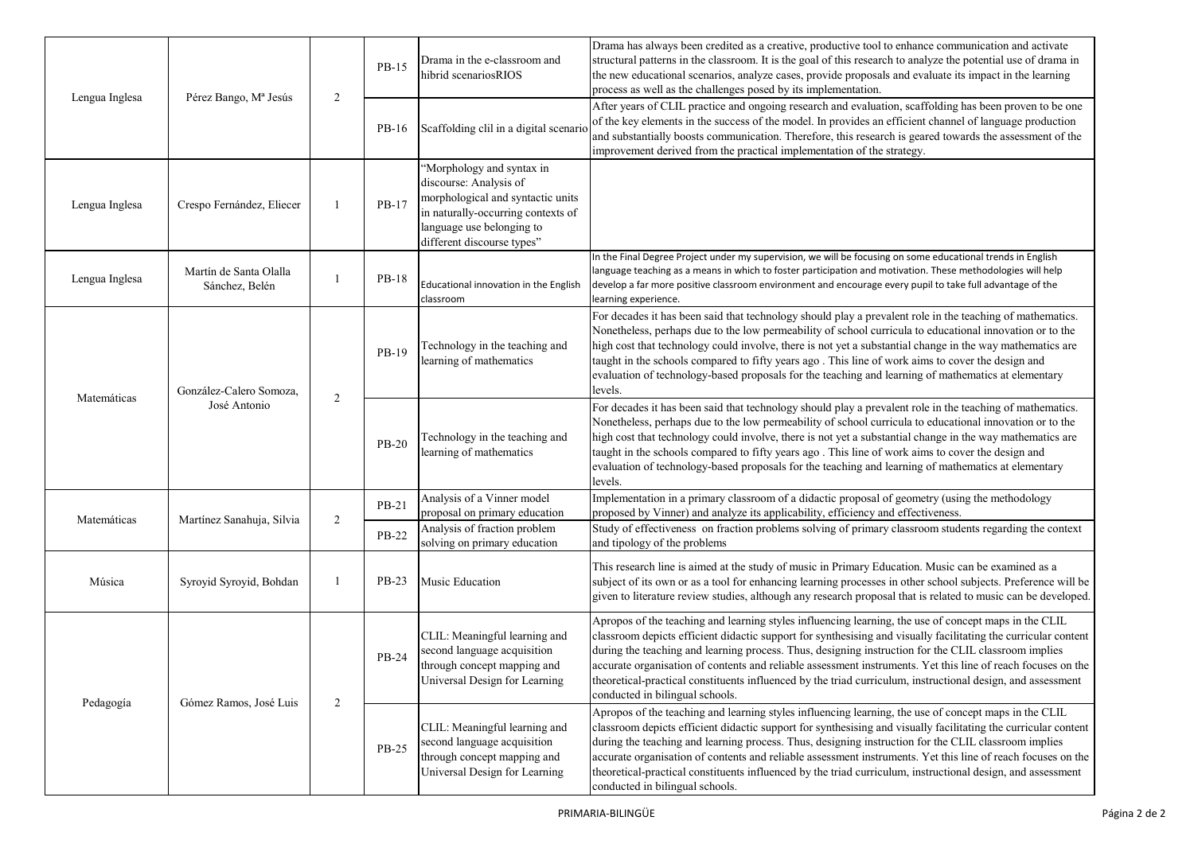| | | | | | |
|---|---|---|---|---|---|
| Lengua Inglesa | Pérez Bango, Mª Jesús | 2 | PB-15 | Drama in the e-classroom and hibrid scenariosRIOS | Drama has always been credited as a creative, productive tool to enhance communication and activate structural patterns in the classroom. It is the goal of this research to analyze the potential use of drama in the new educational scenarios, analyze cases, provide proposals and evaluate its impact in the learning process as well as the challenges posed by its implementation. |
| | | | PB-16 | Scaffolding clil in a digital scenario | After years of CLIL practice and ongoing research and evaluation, scaffolding has been proven to be one of the key elements in the success of the model. In provides an efficient channel of language production and substantially boosts communication. Therefore, this research is geared towards the assessment of the improvement derived from the practical implementation of the strategy. |
| Lengua Inglesa | Crespo Fernández, Eliecer | 1 | PB-17 | "Morphology and syntax in discourse: Analysis of morphological and syntactic units in naturally-occurring contexts of language use belonging to different discourse types" | |
| Lengua Inglesa | Martín de Santa Olalla Sánchez, Belén | 1 | PB-18 | Educational innovation in the English classroom | In the Final Degree Project under my supervision, we will be focusing on some educational trends in English language teaching as a means in which to foster participation and motivation. These methodologies will help develop a far more positive classroom environment and encourage every pupil to take full advantage of the learning experience. |
| Matemáticas | González-Calero Somoza, José Antonio | 2 | PB-19 | Technology in the teaching and learning of mathematics | For decades it has been said that technology should play a prevalent role in the teaching of mathematics. Nonetheless, perhaps due to the low permeability of school curricula to educational innovation or to the high cost that technology could involve, there is not yet a substantial change in the way mathematics are taught in the schools compared to fifty years ago . This line of work aims to cover the design and evaluation of technology-based proposals for the teaching and learning of mathematics at elementary levels. |
| | | | PB-20 | Technology in the teaching and learning of mathematics | For decades it has been said that technology should play a prevalent role in the teaching of mathematics. Nonetheless, perhaps due to the low permeability of school curricula to educational innovation or to the high cost that technology could involve, there is not yet a substantial change in the way mathematics are taught in the schools compared to fifty years ago . This line of work aims to cover the design and evaluation of technology-based proposals for the teaching and learning of mathematics at elementary levels. |
| Matemáticas | Martínez Sanahuja, Silvia | 2 | PB-21 | Analysis of a Vinner model proposal on primary education | Implementation in a primary classroom of a didactic proposal of geometry (using the methodology proposed by Vinner) and analyze its applicability, efficiency and effectiveness. |
| | | | PB-22 | Analysis of fraction problem solving on primary education | Study of effectiveness on fraction problems solving of primary classroom students regarding the context and tipology of the problems |
| Música | Syroyid Syroyid, Bohdan | 1 | PB-23 | Music Education | This research line is aimed at the study of music in Primary Education. Music can be examined as a subject of its own or as a tool for enhancing learning processes in other school subjects. Preference will be given to literature review studies, although any research proposal that is related to music can be developed. |
| Pedagogía | Gómez Ramos, José Luis | 2 | PB-24 | CLIL: Meaningful learning and second language acquisition through concept mapping and Universal Design for Learning | Apropos of the teaching and learning styles influencing learning, the use of concept maps in the CLIL classroom depicts efficient didactic support for synthesising and visually facilitating the curricular content during the teaching and learning process. Thus, designing instruction for the CLIL classroom implies accurate organisation of contents and reliable assessment instruments. Yet this line of reach focuses on the theoretical-practical constituents influenced by the triad curriculum, instructional design, and assessment conducted in bilingual schools. |
| | | | PB-25 | CLIL: Meaningful learning and second language acquisition through concept mapping and Universal Design for Learning | Apropos of the teaching and learning styles influencing learning, the use of concept maps in the CLIL classroom depicts efficient didactic support for synthesising and visually facilitating the curricular content during the teaching and learning process. Thus, designing instruction for the CLIL classroom implies accurate organisation of contents and reliable assessment instruments. Yet this line of reach focuses on the theoretical-practical constituents influenced by the triad curriculum, instructional design, and assessment conducted in bilingual schools. |